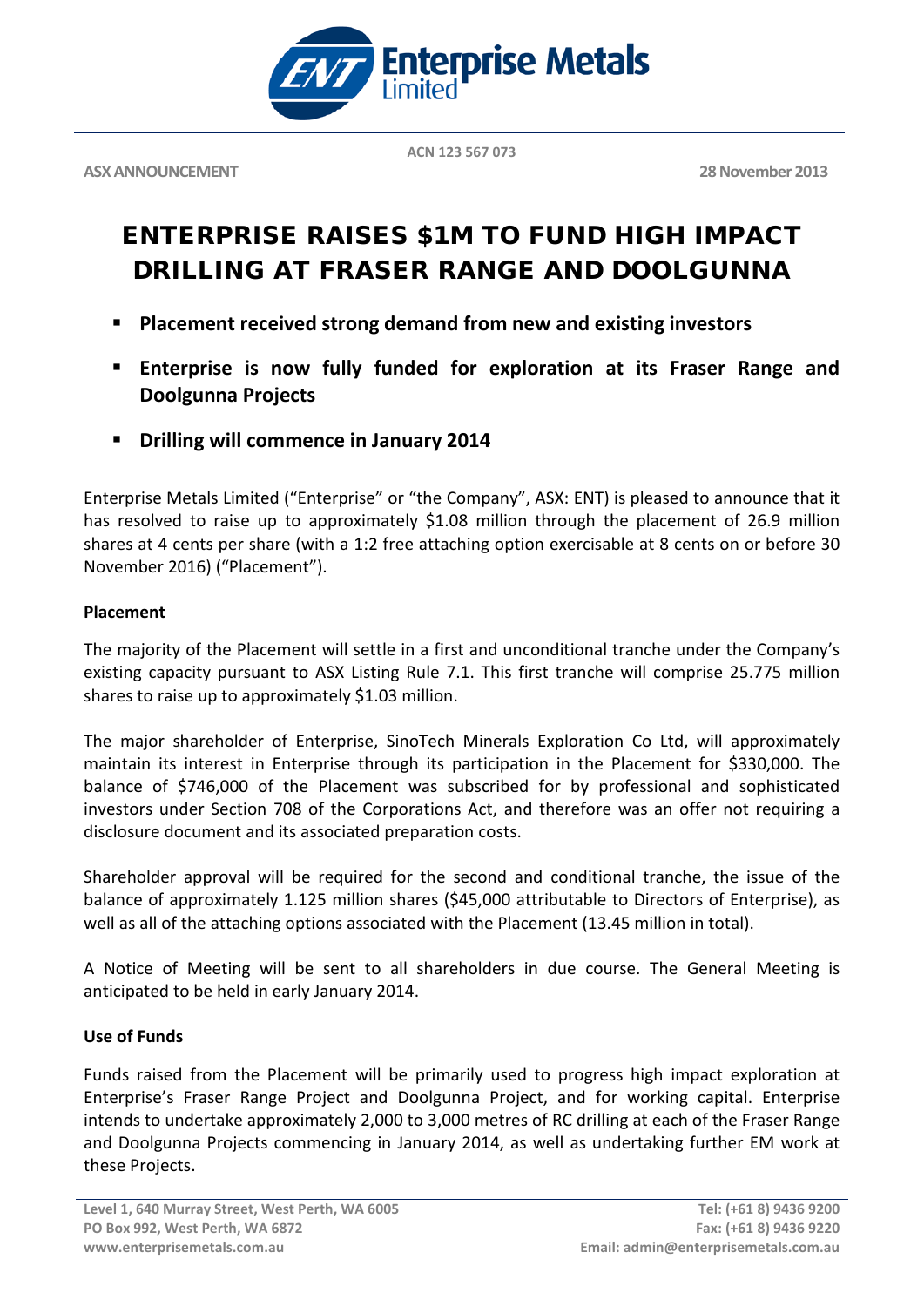Enterprise Metals Limited

ACN 123 567 073

ASX ANNOUNCEMENT

28 November 2013

# ENTERPRISE RAISES $1M TO FUND HIGH IMPACT DRILLING AT FRASER RANGE AND DOOLGUNNA

- **Placement received strong demand from new and existing investors**
- **Enterprise is now fully funded for exploration at its Fraser Range and Doolgunna Projects**
- **Drilling will commence in January 2014**

Enterprise Metals Limited ("Enterprise" or "the Company", ASX: ENT) is pleased to announce that it has resolved to raise up to approximately $1.08 million through the placement of 26.9 million shares at 4 cents per share (with a 1:2 free attaching option exercisable at 8 cents on or before 30 November 2016) ("Placement").

**Placement**

The majority of the Placement will settle in a first and unconditional tranche under the Company's existing capacity pursuant to ASX Listing Rule 7.1. This first tranche will comprise 25.775 million shares to raise up to approximately $1.03 million.

The major shareholder of Enterprise, SinoTech Minerals Exploration Co Ltd, will approximately maintain its interest in Enterprise through its participation in the Placement for $330,000. The balance of $746,000 of the Placement was subscribed for by professional and sophisticated investors under Section 708 of the Corporations Act, and therefore was an offer not requiring a disclosure document and its associated preparation costs.

Shareholder approval will be required for the second and conditional tranche, the issue of the balance of approximately 1.125 million shares ($45,000 attributable to Directors of Enterprise), as well as all of the attaching options associated with the Placement (13.45 million in total).

A Notice of Meeting will be sent to all shareholders in due course. The General Meeting is anticipated to be held in early January 2014.

**Use of Funds**

Funds raised from the Placement will be primarily used to progress high impact exploration at Enterprise's Fraser Range Project and Doolgunna Project, and for working capital. Enterprise intends to undertake approximately 2,000 to 3,000 metres of RC drilling at each of the Fraser Range and Doolgunna Projects commencing in January 2014, as well as undertaking further EM work at these Projects.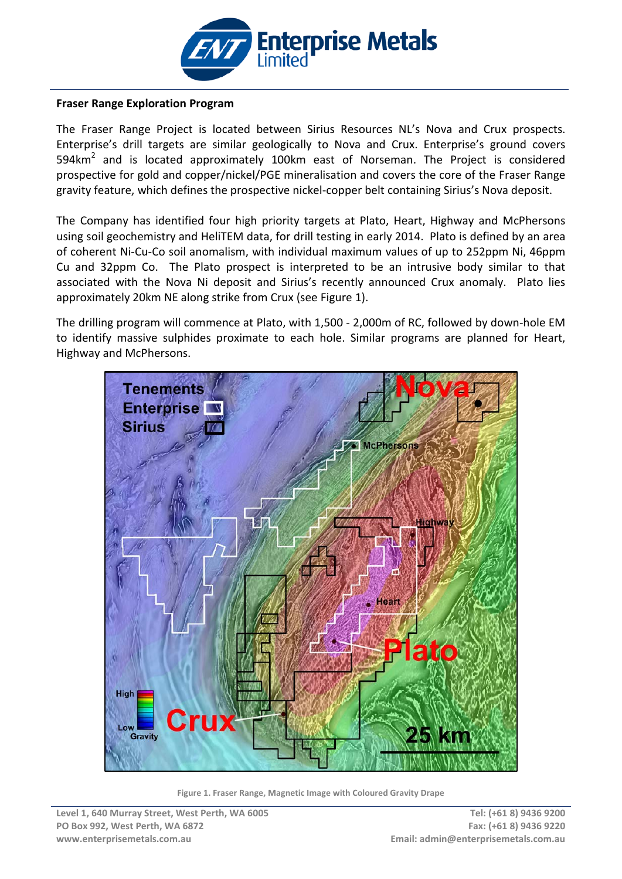**Fraser Range Exploration Program**

The Fraser Range Project is located between Sirius Resources NL's Nova and Crux prospects. Enterprise's drill targets are similar geologically to Nova and Crux. Enterprise's ground covers 594km$^2$ and is located approximately 100km east of Norseman. The Project is considered prospective for gold and copper/nickel/PGE mineralisation and covers the core of the Fraser Range gravity feature, which defines the prospective nickel-copper belt containing Sirius's Nova deposit.

The Company has identified four high priority targets at Plato, Heart, Highway and McPhersons using soil geochemistry and HeliTEM data, for drill testing in early 2014. Plato is defined by an area of coherent Ni-Cu-Co soil anomalism, with individual maximum values of up to 252ppm Ni, 46ppm Cu and 32ppm Co. The Plato prospect is interpreted to be an intrusive body similar to that associated with the Nova Ni deposit and Sirius's recently announced Crux anomaly. Plato lies approximately 20km NE along strike from Crux (see Figure 1).

The drilling program will commence at Plato, with 1,500 - 2,000m of RC, followed by down-hole EM to identify massive sulphides proximate to each hole. Similar programs are planned for Heart, Highway and McPhersons.

Figure 1. Fraser Range, Magnetic Image with Coloured Gravity Drape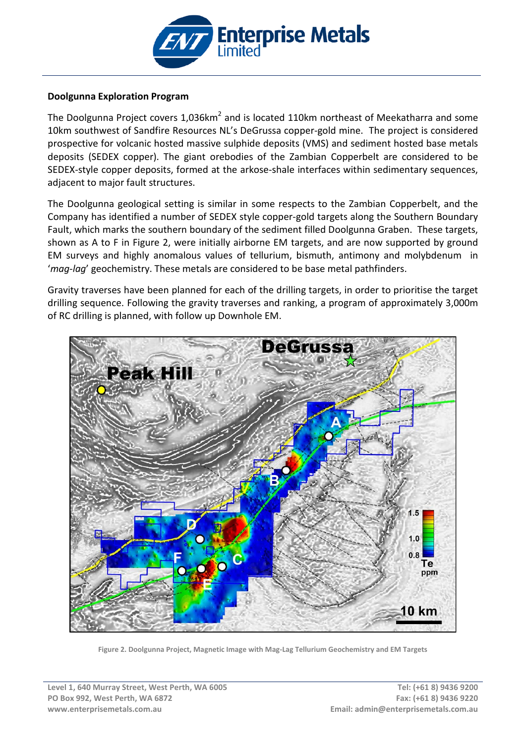**Doolgunna Exploration Program**

The Doolgunna Project covers 1,036km$^2$ and is located 110km northeast of Meekatharra and some 10km southwest of Sandfire Resources NL's DeGrussa copper-gold mine. The project is considered prospective for volcanic hosted massive sulphide deposits (VMS) and sediment hosted base metals deposits (SEDEX copper). The giant orebodies of the Zambian Copperbelt are considered to be SEDEX-style copper deposits, formed at the arkose-shale interfaces within sedimentary sequences, adjacent to major fault structures.

The Doolgunna geological setting is similar in some respects to the Zambian Copperbelt, and the Company has identified a number of SEDEX style copper-gold targets along the Southern Boundary Fault, which marks the southern boundary of the sediment filled Doolgunna Graben. These targets, shown as A to F in Figure 2, were initially airborne EM targets, and are now supported by ground EM surveys and highly anomalous values of tellurium, bismuth, antimony and molybdenum in '*mag-lag*' geochemistry. These metals are considered to be base metal pathfinders.

Gravity traverses have been planned for each of the drilling targets, in order to prioritise the target drilling sequence. Following the gravity traverses and ranking, a program of approximately 3,000m of RC drilling is planned, with follow up Downhole EM.

Figure 2. Doolgunna Project, Magnetic Image with Mag-Lag Tellurium Geochemistry and EM Targets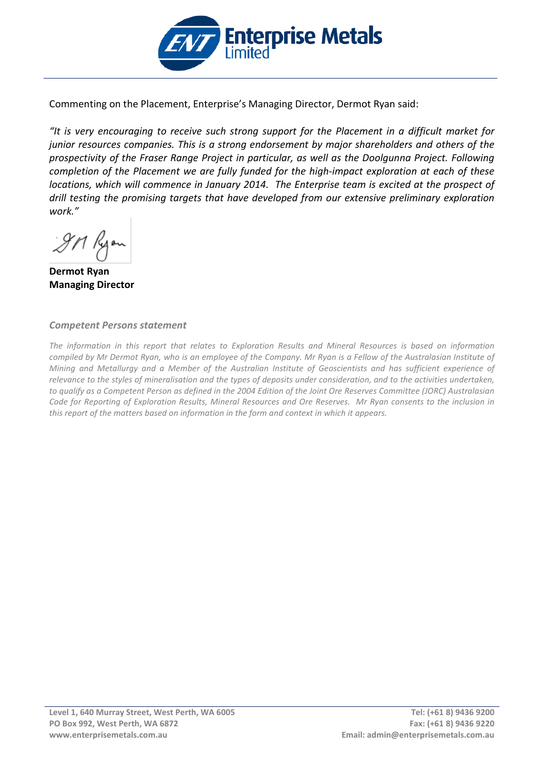Commenting on the Placement, Enterprise's Managing Director, Dermot Ryan said:

*"It is very encouraging to receive such strong support for the Placement in a difficult market for junior resources companies. This is a strong endorsement by major shareholders and others of the prospectivity of the Fraser Range Project in particular, as well as the Doolgunna Project. Following completion of the Placement we are fully funded for the high-impact exploration at each of these locations, which will commence in January 2014. The Enterprise team is excited at the prospect of drill testing the promising targets that have developed from our extensive preliminary exploration work."*

**Dermot Ryan**
**Managing Director**

### *Competent Persons statement*

*The information in this report that relates to Exploration Results and Mineral Resources is based on information compiled by Mr Dermot Ryan, who is an employee of the Company. Mr Ryan is a Fellow of the Australasian Institute of Mining and Metallurgy and a Member of the Australian Institute of Geoscientists and has sufficient experience of relevance to the styles of mineralisation and the types of deposits under consideration, and to the activities undertaken, to qualify as a Competent Person as defined in the 2004 Edition of the Joint Ore Reserves Committee (JORC) Australasian Code for Reporting of Exploration Results, Mineral Resources and Ore Reserves. Mr Ryan consents to the inclusion in this report of the matters based on information in the form and context in which it appears.*